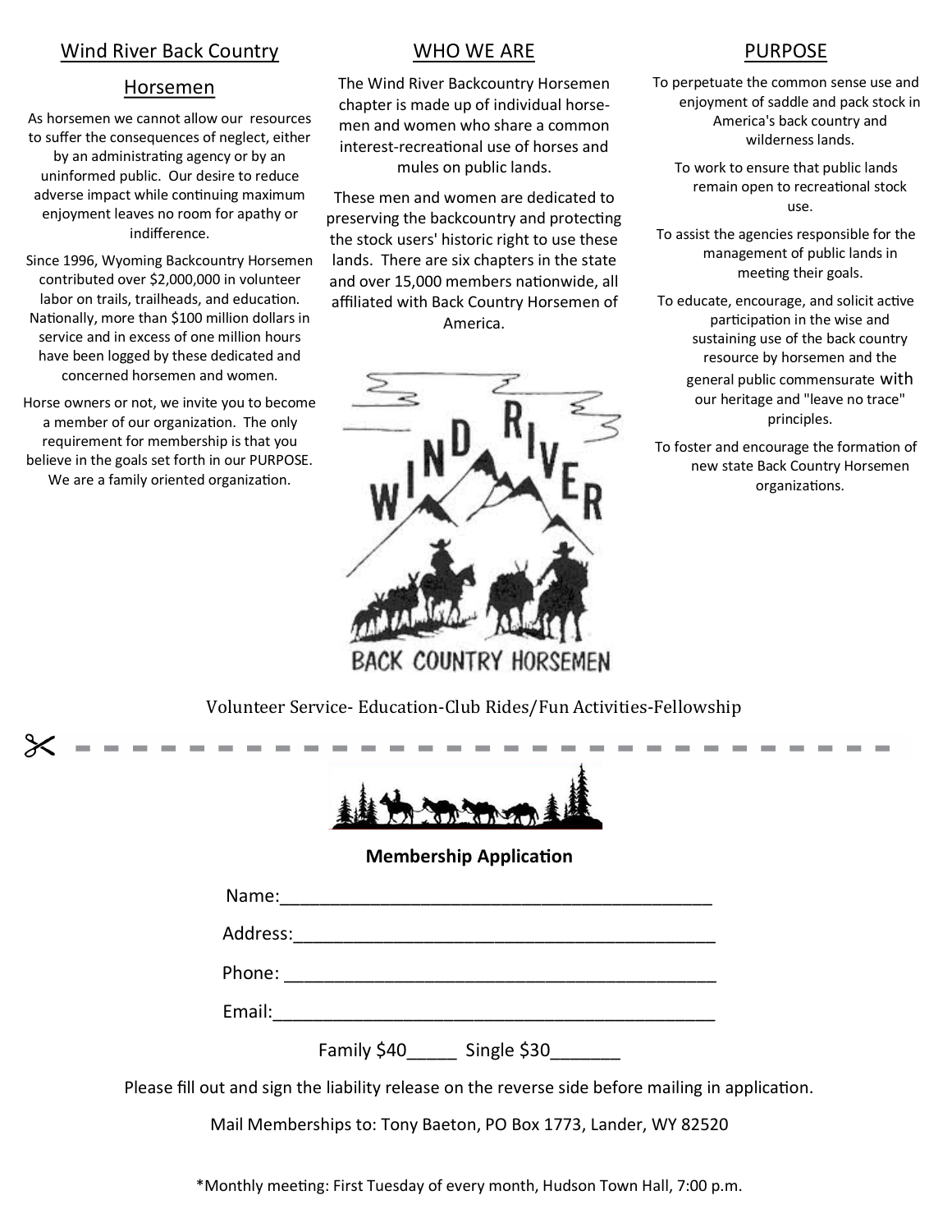## Wind River Back Country Horsemen

As horsemen we cannot allow our resources to suffer the consequences of neglect, either by an administrating agency or by an uninformed public. Our desire to reduce adverse impact while continuing maximum enjoyment leaves no room for apathy or indifference.

Since 1996, Wyoming Backcountry Horsemen contributed over $2,000,000 in volunteer labor on trails, trailheads, and education. Nationally, more than $100 million dollars in service and in excess of one million hours have been logged by these dedicated and concerned horsemen and women.

Horse owners or not, we invite you to become a member of our organization. The only requirement for membership is that you believe in the goals set forth in our PURPOSE. We are a family oriented organization.

## WHO WE ARE

The Wind River Backcountry Horsemen chapter is made up of individual horsemen and women who share a common interest-recreational use of horses and mules on public lands.

These men and women are dedicated to preserving the backcountry and protecting the stock users' historic right to use these lands. There are six chapters in the state and over 15,000 members nationwide, all affiliated with Back Country Horsemen of America.

WIND RIVER

BACK COUNTRY HORSEMEN

## PURPOSE

To perpetuate the common sense use and enjoyment of saddle and pack stock in America's back country and wilderness lands.

To work to ensure that public lands remain open to recreational stock use.

To assist the agencies responsible for the management of public lands in meeting their goals.

To educate, encourage, and solicit active participation in the wise and sustaining use of the back country resource by horsemen and the general public commensurate with our heritage and "leave no trace" principles.

To foster and encourage the formation of new state Back Country Horsemen organizations.

Volunteer Service- Education-Club Rides/Fun Activities-Fellowship

---

**Membership Application**

Name:___________________________________________

Address:_________________________________________

Phone: __________________________________________

Email:___________________________________________

Family $40_____ Single $30_______

Please fill out and sign the liability release on the reverse side before mailing in application.

Mail Memberships to: Tony Baeton, PO Box 1773, Lander, WY 82520

*Monthly meeting: First Tuesday of every month, Hudson Town Hall, 7:00 p.m.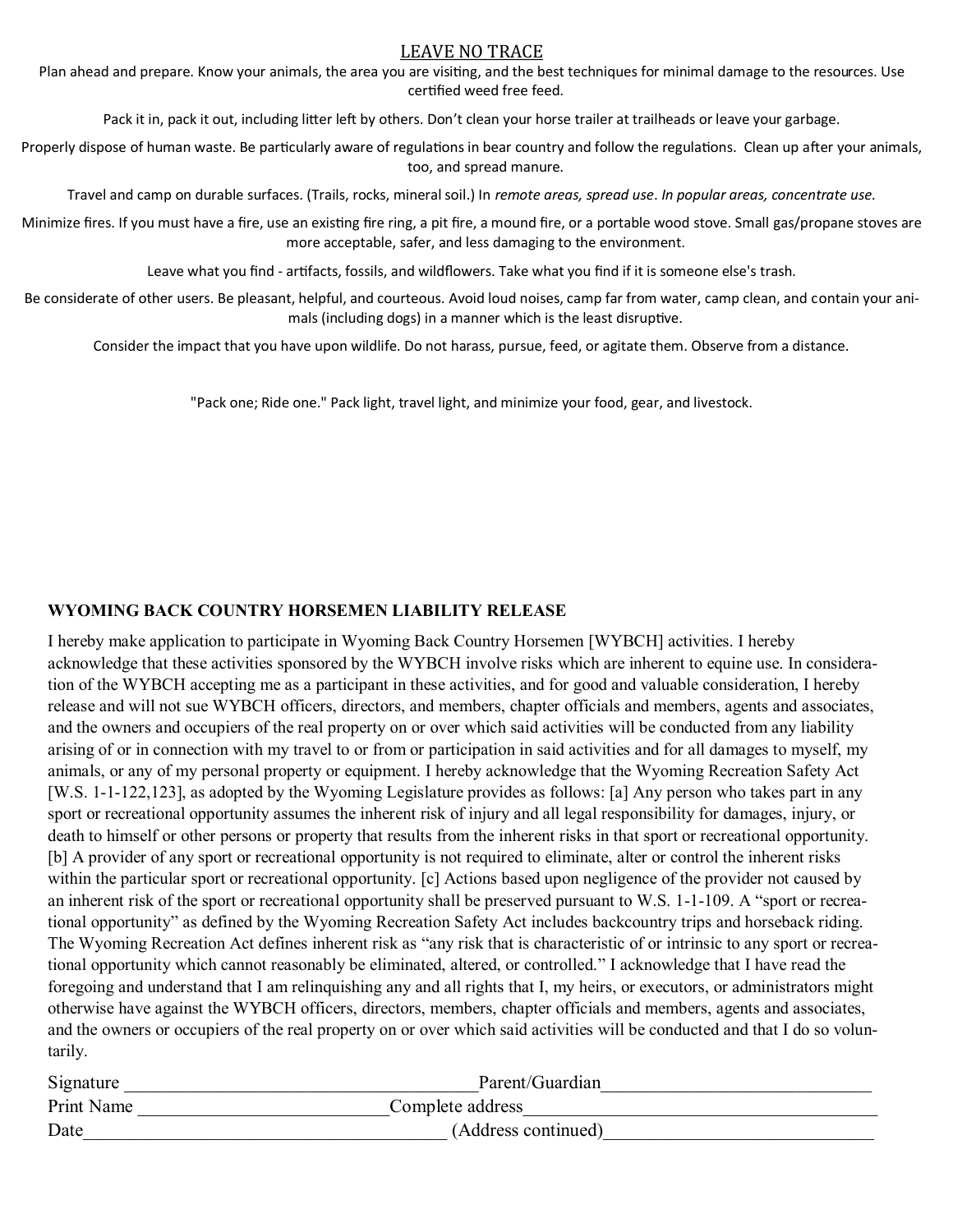## LEAVE NO TRACE

Plan ahead and prepare. Know your animals, the area you are visiting, and the best techniques for minimal damage to the resources. Use certified weed free feed.

Pack it in, pack it out, including litter left by others. Don't clean your horse trailer at trailheads or leave your garbage.

Properly dispose of human waste. Be particularly aware of regulations in bear country and follow the regulations. Clean up after your animals, too, and spread manure.

Travel and camp on durable surfaces. (Trails, rocks, mineral soil.) In *remote areas, spread use*. *In popular areas, concentrate use.*

Minimize fires. If you must have a fire, use an existing fire ring, a pit fire, a mound fire, or a portable wood stove. Small gas/propane stoves are more acceptable, safer, and less damaging to the environment.

Leave what you find - artifacts, fossils, and wildflowers. Take what you find if it is someone else's trash.

Be considerate of other users. Be pleasant, helpful, and courteous. Avoid loud noises, camp far from water, camp clean, and contain your animals (including dogs) in a manner which is the least disruptive.

Consider the impact that you have upon wildlife. Do not harass, pursue, feed, or agitate them. Observe from a distance.

"Pack one; Ride one." Pack light, travel light, and minimize your food, gear, and livestock.

**WYOMING BACK COUNTRY HORSEMEN LIABILITY RELEASE**

I hereby make application to participate in Wyoming Back Country Horsemen [WYBCH] activities. I hereby acknowledge that these activities sponsored by the WYBCH involve risks which are inherent to equine use. In consideration of the WYBCH accepting me as a participant in these activities, and for good and valuable consideration, I hereby release and will not sue WYBCH officers, directors, and members, chapter officials and members, agents and associates, and the owners and occupiers of the real property on or over which said activities will be conducted from any liability arising of or in connection with my travel to or from or participation in said activities and for all damages to myself, my animals, or any of my personal property or equipment. I hereby acknowledge that the Wyoming Recreation Safety Act [W.S. 1-1-122,123], as adopted by the Wyoming Legislature provides as follows: [a] Any person who takes part in any sport or recreational opportunity assumes the inherent risk of injury and all legal responsibility for damages, injury, or death to himself or other persons or property that results from the inherent risks in that sport or recreational opportunity. [b] A provider of any sport or recreational opportunity is not required to eliminate, alter or control the inherent risks within the particular sport or recreational opportunity. [c] Actions based upon negligence of the provider not caused by an inherent risk of the sport or recreational opportunity shall be preserved pursuant to W.S. 1-1-109. A "sport or recreational opportunity" as defined by the Wyoming Recreation Safety Act includes backcountry trips and horseback riding. The Wyoming Recreation Act defines inherent risk as "any risk that is characteristic of or intrinsic to any sport or recreational opportunity which cannot reasonably be eliminated, altered, or controlled." I acknowledge that I have read the foregoing and understand that I am relinquishing any and all rights that I, my heirs, or executors, or administrators might otherwise have against the WYBCH officers, directors, members, chapter officials and members, agents and associates, and the owners or occupiers of the real property on or over which said activities will be conducted and that I do so voluntarily.

Signature \_\_\_\_\_\_\_\_\_\_\_\_\_\_\_\_\_\_\_\_\_\_\_\_\_\_\_\_\_\_ Parent/Guardian\_\_\_\_\_\_\_\_\_\_\_\_\_\_\_\_\_\_\_\_\_\_\_\_\_\_\_\_

Print Name \_\_\_\_\_\_\_\_\_\_\_\_\_\_\_\_\_\_\_\_\_\_\_\_\_\_ Complete address\_\_\_\_\_\_\_\_\_\_\_\_\_\_\_\_\_\_\_\_\_\_\_\_\_\_\_\_

Date\_\_\_\_\_\_\_\_\_\_\_\_\_\_\_\_\_\_\_\_\_\_\_\_\_\_\_\_\_\_\_\_\_\_ (Address continued)\_\_\_\_\_\_\_\_\_\_\_\_\_\_\_\_\_\_\_\_\_\_\_\_\_\_\_\_